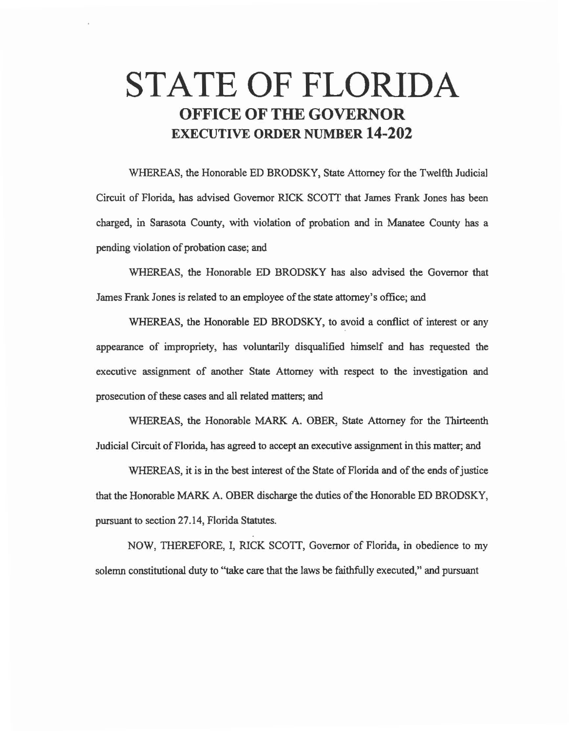# STATE OF FLORIDA
## OFFICE OF THE GOVERNOR
## EXECUTIVE ORDER NUMBER 14-202

WHEREAS, the Honorable ED BRODSKY, State Attorney for the Twelfth Judicial Circuit of Florida, has advised Governor RICK SCOTT that James Frank Jones has been charged, in Sarasota County, with violation of probation and in Manatee County has a pending violation of probation case; and

WHEREAS, the Honorable ED BRODSKY has also advised the Governor that James Frank Jones is related to an employee of the state attorney's office; and

WHEREAS, the Honorable ED BRODSKY, to avoid a conflict of interest or any appearance of impropriety, has voluntarily disqualified himself and has requested the executive assignment of another State Attorney with respect to the investigation and prosecution of these cases and all related matters; and

WHEREAS, the Honorable MARK A. OBER, State Attorney for the Thirteenth Judicial Circuit of Florida, has agreed to accept an executive assignment in this matter; and

WHEREAS, it is in the best interest of the State of Florida and of the ends of justice that the Honorable MARK A. OBER discharge the duties of the Honorable ED BRODSKY, pursuant to section 27.14, Florida Statutes.

NOW, THEREFORE, I, RICK SCOTT, Governor of Florida, in obedience to my solemn constitutional duty to "take care that the laws be faithfully executed," and pursuant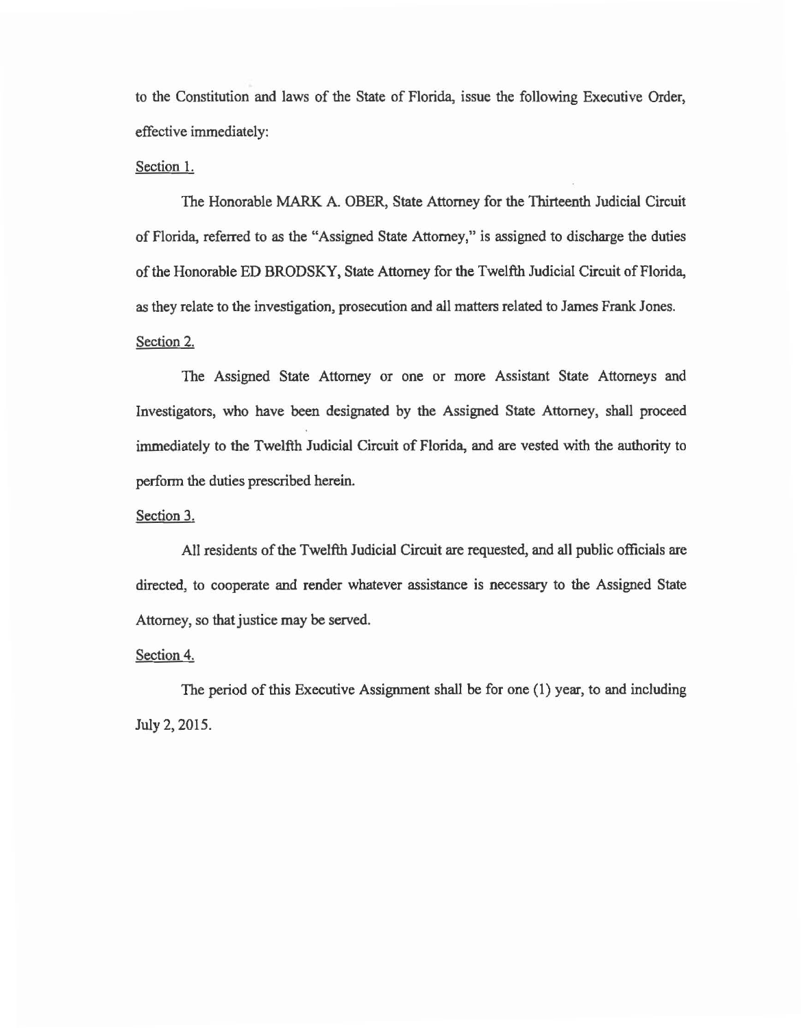to the Constitution and laws of the State of Florida, issue the following Executive Order, effective immediately:

Section 1.

The Honorable MARK A. OBER, State Attorney for the Thirteenth Judicial Circuit of Florida, referred to as the "Assigned State Attorney," is assigned to discharge the duties of the Honorable ED BRODSKY, State Attorney for the Twelfth Judicial Circuit of Florida, as they relate to the investigation, prosecution and all matters related to James Frank Jones.

Section 2.

The Assigned State Attorney or one or more Assistant State Attorneys and Investigators, who have been designated by the Assigned State Attorney, shall proceed immediately to the Twelfth Judicial Circuit of Florida, and are vested with the authority to perform the duties prescribed herein.

Section 3.

All residents of the Twelfth Judicial Circuit are requested, and all public officials are directed, to cooperate and render whatever assistance is necessary to the Assigned State Attorney, so that justice may be served.

Section 4.

The period of this Executive Assignment shall be for one (1) year, to and including July 2, 2015.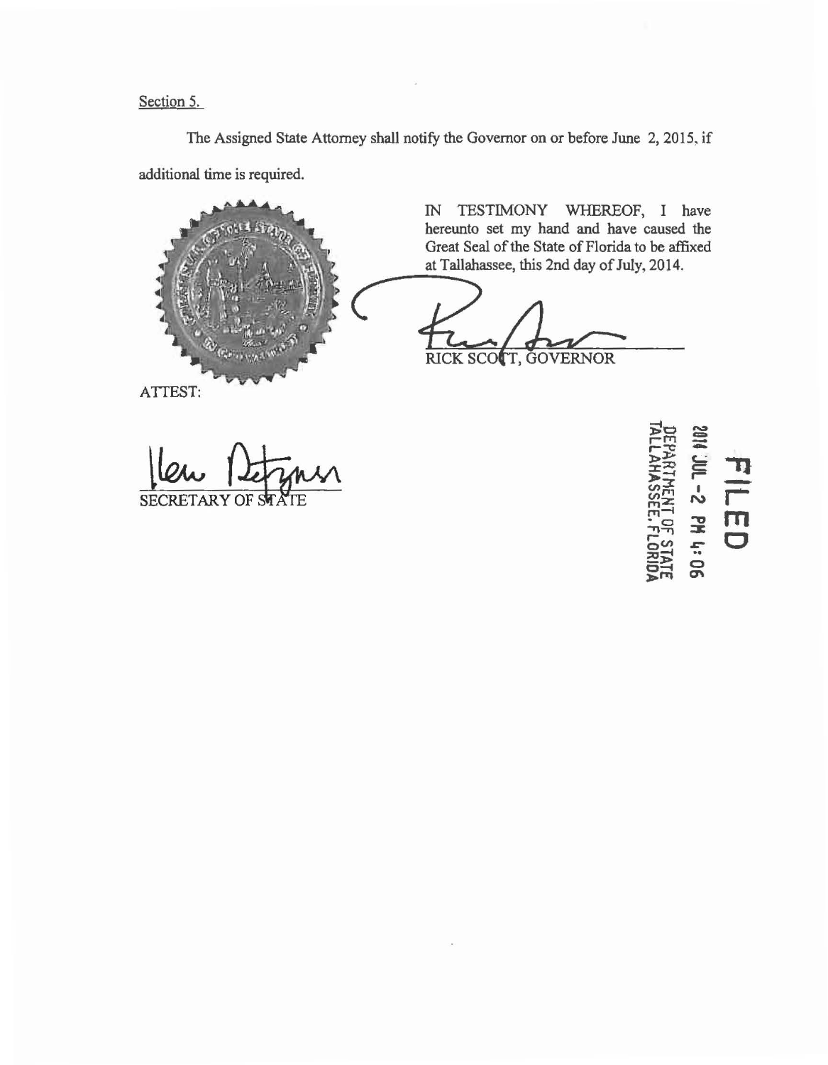Section 5.

The Assigned State Attorney shall notify the Governor on or before June 2, 2015, if additional time is required.

IN TESTIMONY WHEREOF, I have hereunto set my hand and have caused the Great Seal of the State of Florida to be affixed at Tallahassee, this 2nd day of July, 2014.

RICK SCOTT, GOVERNOR

ATTEST:

SECRETARY OF STATE

FILED

2014 JUL -2 PM 4:06

DEPARTMENT OF STATE
TALLAHASSEE, FLORIDA